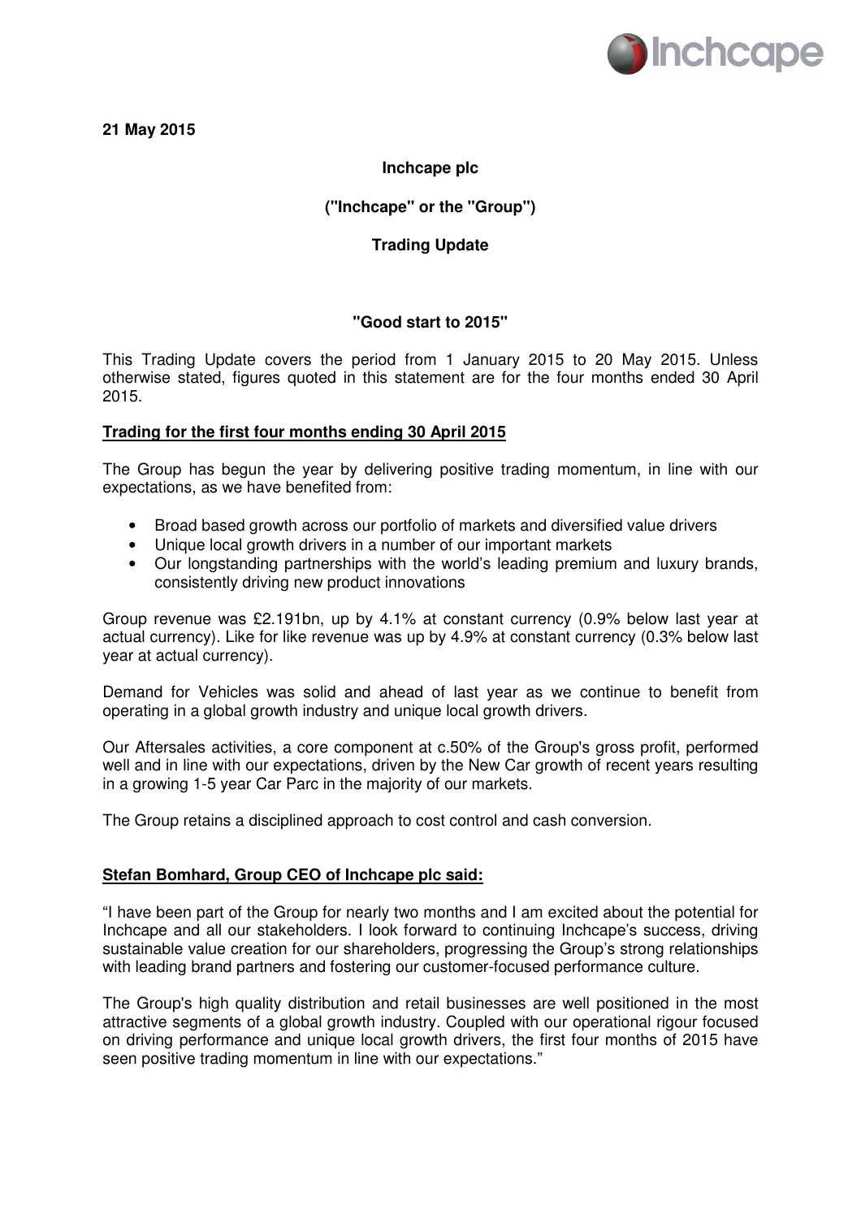**21 May 2015**

**Inchcape plc**

**("Inchcape" or the "Group")**

**Trading Update**

**"Good start to 2015"**

This Trading Update covers the period from 1 January 2015 to 20 May 2015. Unless otherwise stated, figures quoted in this statement are for the four months ended 30 April 2015.

**Trading for the first four months ending 30 April 2015**

The Group has begun the year by delivering positive trading momentum, in line with our expectations, as we have benefited from:

- Broad based growth across our portfolio of markets and diversified value drivers
- Unique local growth drivers in a number of our important markets
- Our longstanding partnerships with the world's leading premium and luxury brands, consistently driving new product innovations

Group revenue was £2.191bn, up by 4.1% at constant currency (0.9% below last year at actual currency). Like for like revenue was up by 4.9% at constant currency (0.3% below last year at actual currency).

Demand for Vehicles was solid and ahead of last year as we continue to benefit from operating in a global growth industry and unique local growth drivers.

Our Aftersales activities, a core component at c.50% of the Group's gross profit, performed well and in line with our expectations, driven by the New Car growth of recent years resulting in a growing 1-5 year Car Parc in the majority of our markets.

The Group retains a disciplined approach to cost control and cash conversion.

**Stefan Bomhard, Group CEO of Inchcape plc said:**

"I have been part of the Group for nearly two months and I am excited about the potential for Inchcape and all our stakeholders. I look forward to continuing Inchcape's success, driving sustainable value creation for our shareholders, progressing the Group's strong relationships with leading brand partners and fostering our customer-focused performance culture.

The Group's high quality distribution and retail businesses are well positioned in the most attractive segments of a global growth industry. Coupled with our operational rigour focused on driving performance and unique local growth drivers, the first four months of 2015 have seen positive trading momentum in line with our expectations."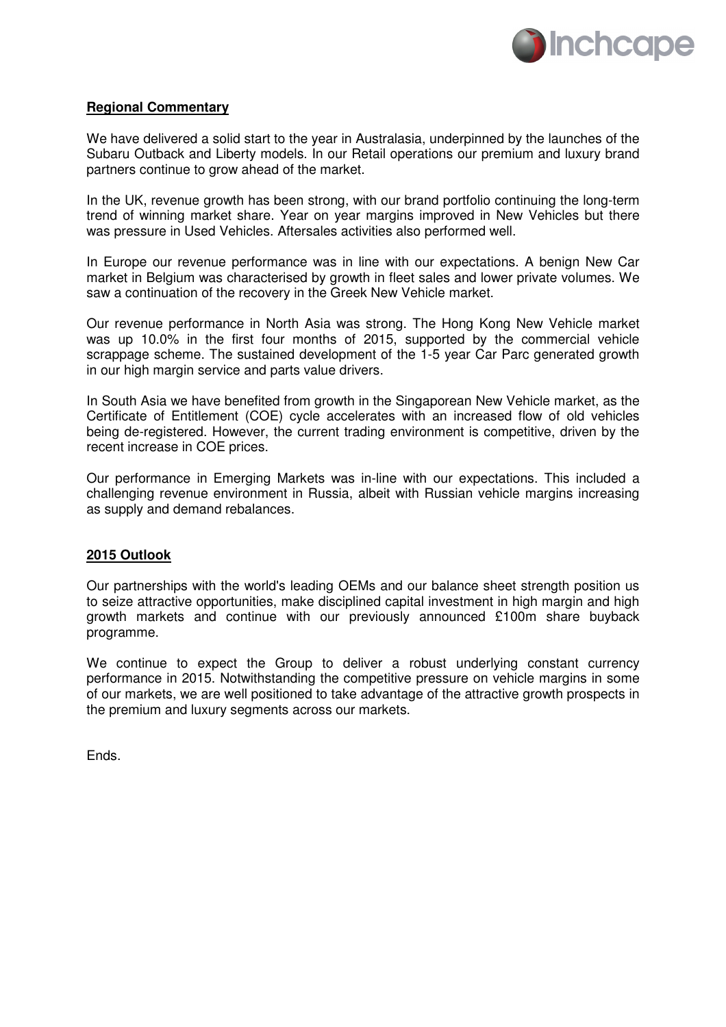**Regional Commentary**

We have delivered a solid start to the year in Australasia, underpinned by the launches of the Subaru Outback and Liberty models. In our Retail operations our premium and luxury brand partners continue to grow ahead of the market.

In the UK, revenue growth has been strong, with our brand portfolio continuing the long-term trend of winning market share. Year on year margins improved in New Vehicles but there was pressure in Used Vehicles. Aftersales activities also performed well.

In Europe our revenue performance was in line with our expectations. A benign New Car market in Belgium was characterised by growth in fleet sales and lower private volumes. We saw a continuation of the recovery in the Greek New Vehicle market.

Our revenue performance in North Asia was strong. The Hong Kong New Vehicle market was up 10.0% in the first four months of 2015, supported by the commercial vehicle scrappage scheme. The sustained development of the 1-5 year Car Parc generated growth in our high margin service and parts value drivers.

In South Asia we have benefited from growth in the Singaporean New Vehicle market, as the Certificate of Entitlement (COE) cycle accelerates with an increased flow of old vehicles being de-registered. However, the current trading environment is competitive, driven by the recent increase in COE prices.

Our performance in Emerging Markets was in-line with our expectations. This included a challenging revenue environment in Russia, albeit with Russian vehicle margins increasing as supply and demand rebalances.

**2015 Outlook**

Our partnerships with the world's leading OEMs and our balance sheet strength position us to seize attractive opportunities, make disciplined capital investment in high margin and high growth markets and continue with our previously announced £100m share buyback programme.

We continue to expect the Group to deliver a robust underlying constant currency performance in 2015. Notwithstanding the competitive pressure on vehicle margins in some of our markets, we are well positioned to take advantage of the attractive growth prospects in the premium and luxury segments across our markets.

Ends.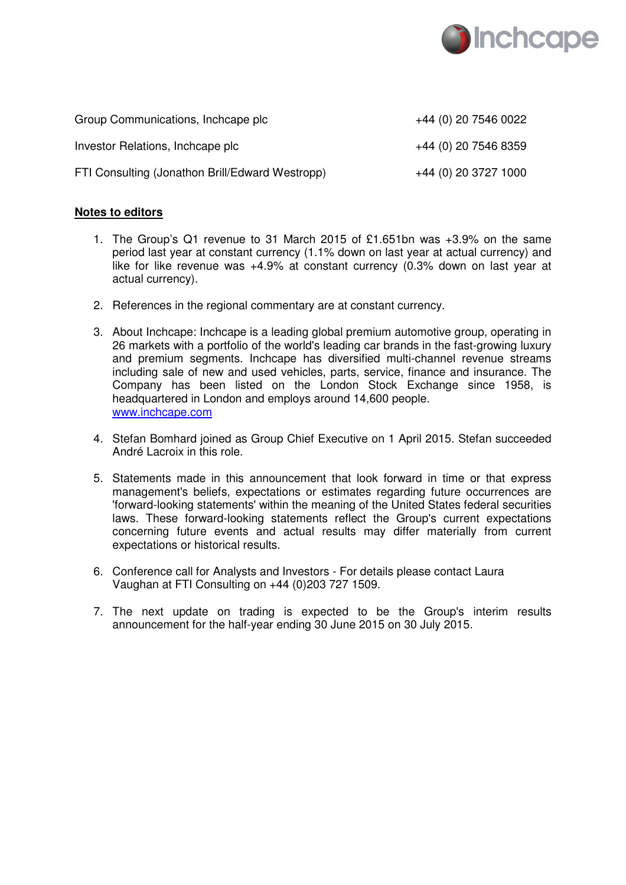| | |
|---|---|
| Group Communications, Inchcape plc | +44 (0) 20 7546 0022 |
| Investor Relations, Inchcape plc | +44 (0) 20 7546 8359 |
| FTI Consulting (Jonathon Brill/Edward Westropp) | +44 (0) 20 3727 1000 |

**Notes to editors**

1. The Group's Q1 revenue to 31 March 2015 of £1.651bn was +3.9% on the same period last year at constant currency (1.1% down on last year at actual currency) and like for like revenue was +4.9% at constant currency (0.3% down on last year at actual currency).

2. References in the regional commentary are at constant currency.

3. About Inchcape: Inchcape is a leading global premium automotive group, operating in 26 markets with a portfolio of the world's leading car brands in the fast-growing luxury and premium segments. Inchcape has diversified multi-channel revenue streams including sale of new and used vehicles, parts, service, finance and insurance. The Company has been listed on the London Stock Exchange since 1958, is headquartered in London and employs around 14,600 people.
   [www.inchcape.com](http://www.inchcape.com)

4. Stefan Bomhard joined as Group Chief Executive on 1 April 2015. Stefan succeeded André Lacroix in this role.

5. Statements made in this announcement that look forward in time or that express management's beliefs, expectations or estimates regarding future occurrences are 'forward-looking statements' within the meaning of the United States federal securities laws. These forward-looking statements reflect the Group's current expectations concerning future events and actual results may differ materially from current expectations or historical results.

6. Conference call for Analysts and Investors - For details please contact Laura Vaughan at FTI Consulting on +44 (0)203 727 1509.

7. The next update on trading is expected to be the Group's interim results announcement for the half-year ending 30 June 2015 on 30 July 2015.